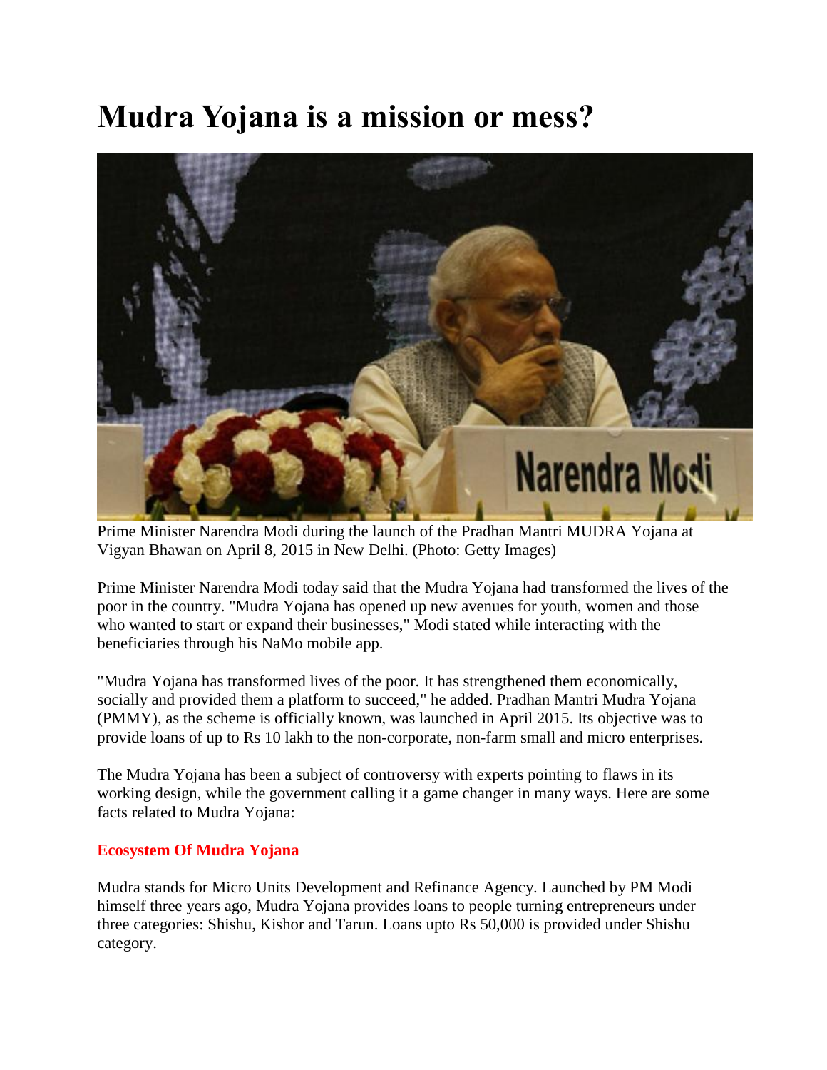# Mudra Yojana is a mission or mess?

Prime Minister Narendra Modi during the launch of the Pradhan Mantri MUDRA Yojana at Vigyan Bhawan on April 8, 2015 in New Delhi. (Photo: Getty Images)

Prime Minister Narendra Modi today said that the Mudra Yojana had transformed the lives of the poor in the country. "Mudra Yojana has opened up new avenues for youth, women and those who wanted to start or expand their businesses," Modi stated while interacting with the beneficiaries through his NaMo mobile app.

"Mudra Yojana has transformed lives of the poor. It has strengthened them economically, socially and provided them a platform to succeed," he added. Pradhan Mantri Mudra Yojana (PMMY), as the scheme is officially known, was launched in April 2015. Its objective was to provide loans of up to Rs 10 lakh to the non-corporate, non-farm small and micro enterprises.

The Mudra Yojana has been a subject of controversy with experts pointing to flaws in its working design, while the government calling it a game changer in many ways. Here are some facts related to Mudra Yojana:

### Ecosystem Of Mudra Yojana

Mudra stands for Micro Units Development and Refinance Agency. Launched by PM Modi himself three years ago, Mudra Yojana provides loans to people turning entrepreneurs under three categories: Shishu, Kishor and Tarun. Loans upto Rs 50,000 is provided under Shishu category.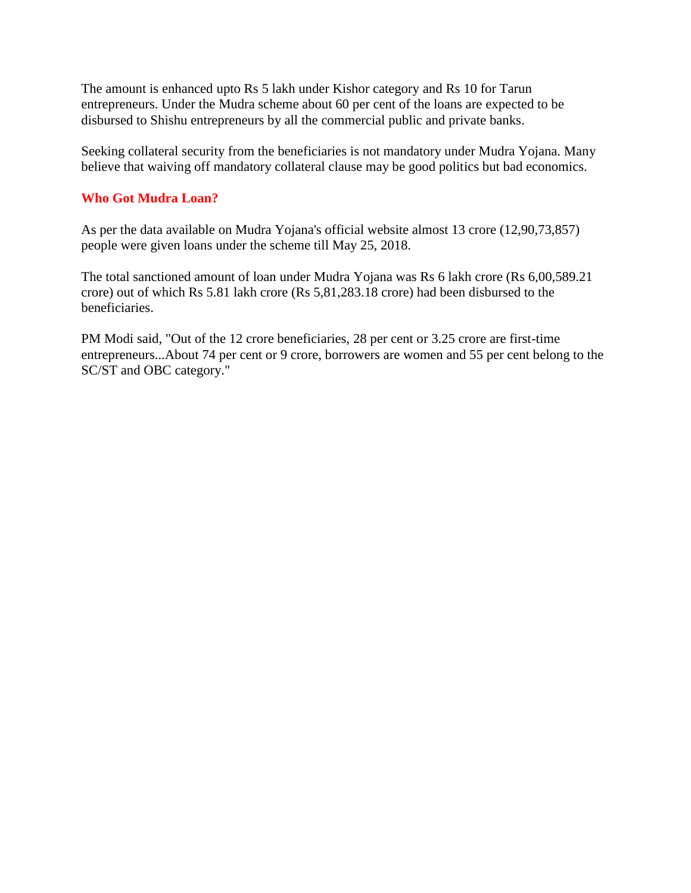The amount is enhanced upto Rs 5 lakh under Kishor category and Rs 10 for Tarun entrepreneurs. Under the Mudra scheme about 60 per cent of the loans are expected to be disbursed to Shishu entrepreneurs by all the commercial public and private banks.

Seeking collateral security from the beneficiaries is not mandatory under Mudra Yojana. Many believe that waiving off mandatory collateral clause may be good politics but bad economics.

## Who Got Mudra Loan?

As per the data available on Mudra Yojana's official website almost 13 crore (12,90,73,857) people were given loans under the scheme till May 25, 2018.

The total sanctioned amount of loan under Mudra Yojana was Rs 6 lakh crore (Rs 6,00,589.21 crore) out of which Rs 5.81 lakh crore (Rs 5,81,283.18 crore) had been disbursed to the beneficiaries.

PM Modi said, "Out of the 12 crore beneficiaries, 28 per cent or 3.25 crore are first-time entrepreneurs...About 74 per cent or 9 crore, borrowers are women and 55 per cent belong to the SC/ST and OBC category."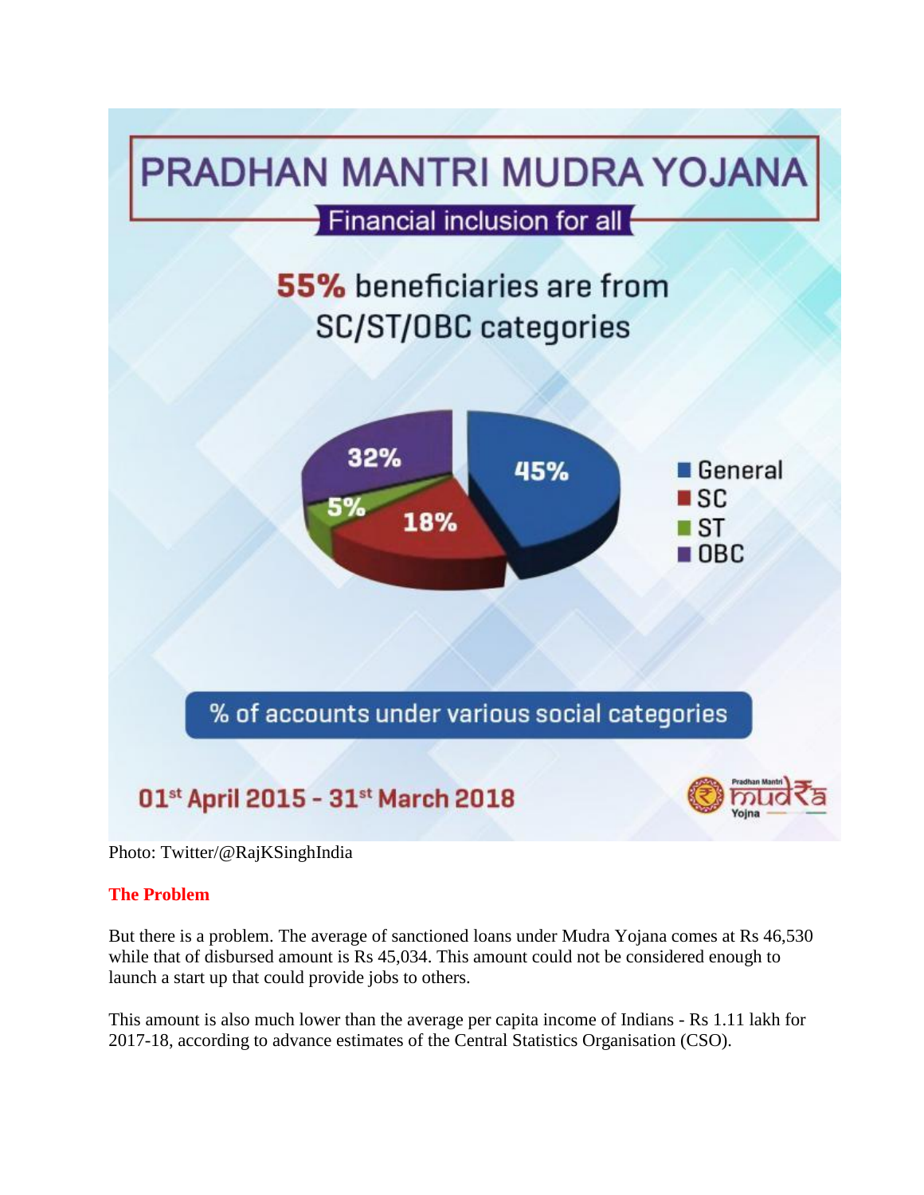# PRADHAN MANTRI MUDRA YOJANA

Financial inclusion for all

**55%** beneficiaries are from SC/ST/OBC categories

| Category | % of accounts |
| --- | --- |
| General | 45% |
| SC | 18% |
| ST | 5% |
| OBC | 32% |

% of accounts under various social categories

01st April 2015 - 31st March 2018

Photo: Twitter/@RajKSinghIndia

## The Problem

But there is a problem. The average of sanctioned loans under Mudra Yojana comes at Rs 46,530 while that of disbursed amount is Rs 45,034. This amount could not be considered enough to launch a start up that could provide jobs to others.

This amount is also much lower than the average per capita income of Indians - Rs 1.11 lakh for 2017-18, according to advance estimates of the Central Statistics Organisation (CSO).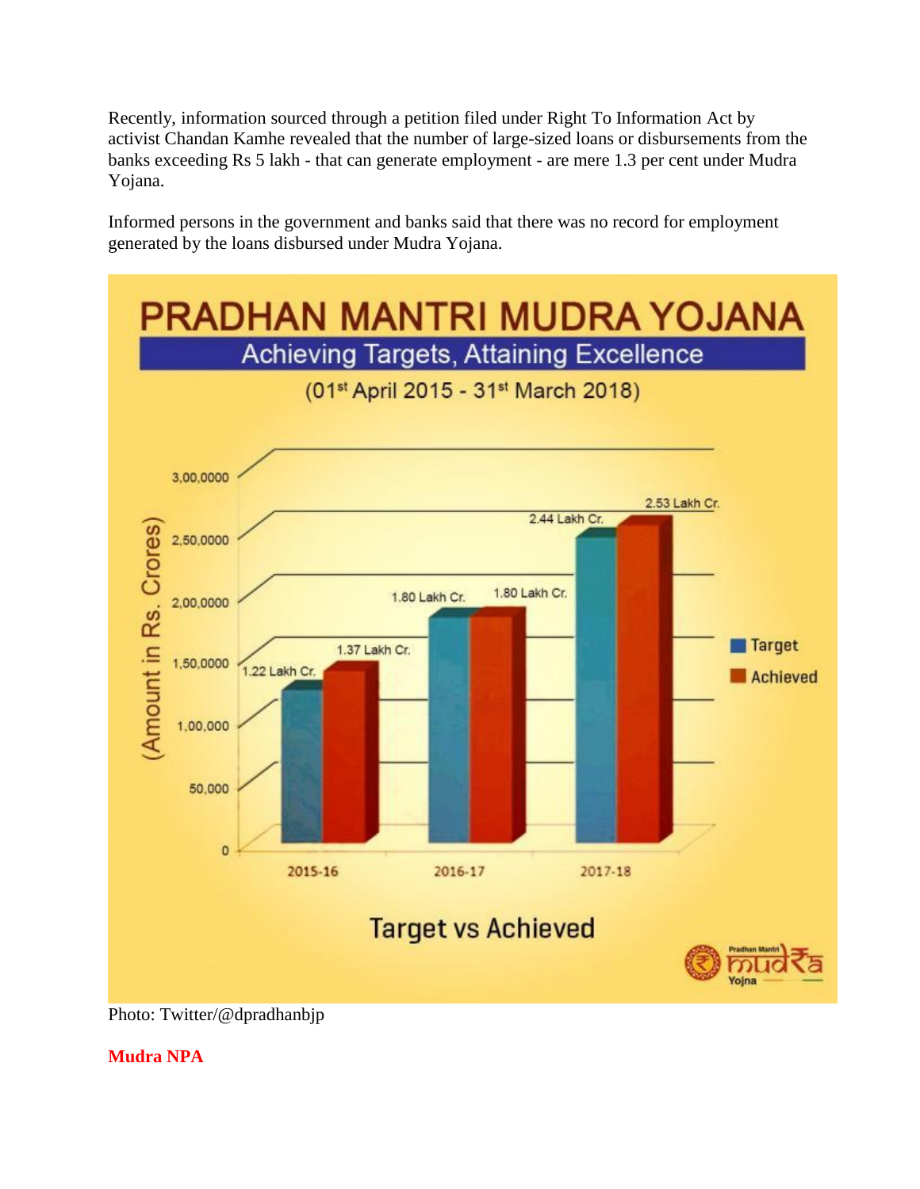Recently, information sourced through a petition filed under Right To Information Act by activist Chandan Kamhe revealed that the number of large-sized loans or disbursements from the banks exceeding Rs 5 lakh - that can generate employment - are mere 1.3 per cent under Mudra Yojana.

Informed persons in the government and banks said that there was no record for employment generated by the loans disbursed under Mudra Yojana.

Photo: Twitter/@dpradhanbjp

## Mudra NPA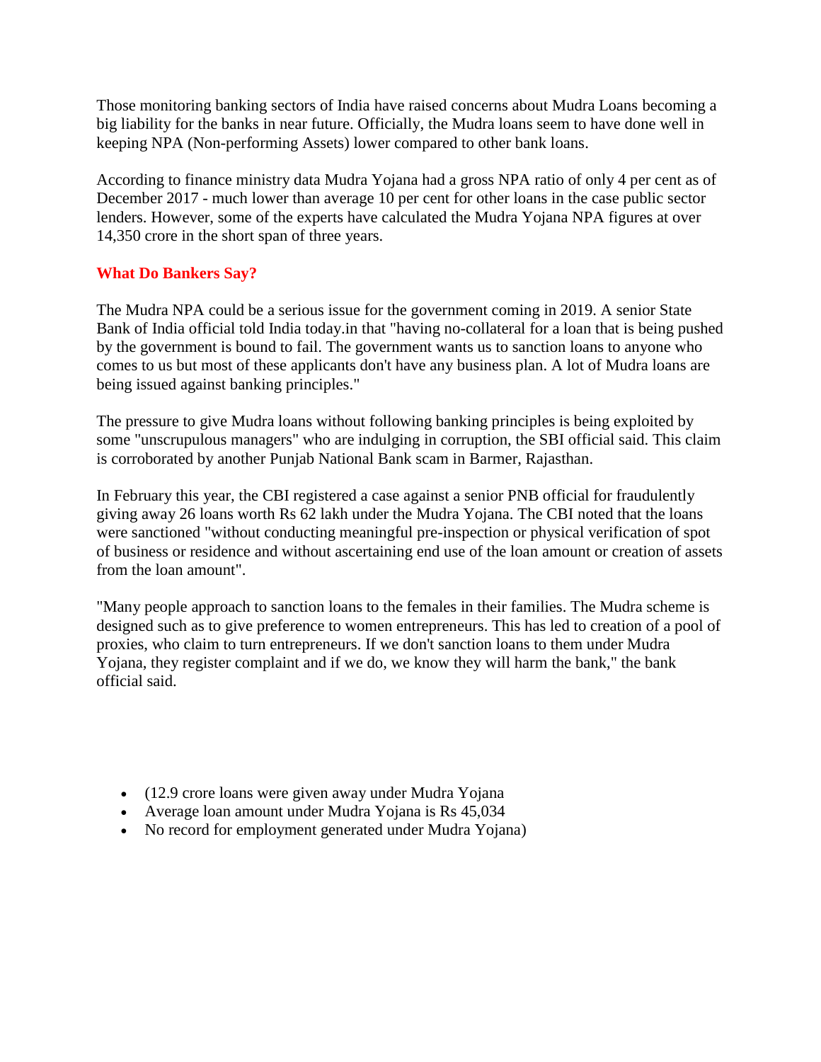Those monitoring banking sectors of India have raised concerns about Mudra Loans becoming a big liability for the banks in near future. Officially, the Mudra loans seem to have done well in keeping NPA (Non-performing Assets) lower compared to other bank loans.

According to finance ministry data Mudra Yojana had a gross NPA ratio of only 4 per cent as of December 2017 - much lower than average 10 per cent for other loans in the case public sector lenders. However, some of the experts have calculated the Mudra Yojana NPA figures at over 14,350 crore in the short span of three years.

### What Do Bankers Say?

The Mudra NPA could be a serious issue for the government coming in 2019. A senior State Bank of India official told India today.in that "having no-collateral for a loan that is being pushed by the government is bound to fail. The government wants us to sanction loans to anyone who comes to us but most of these applicants don't have any business plan. A lot of Mudra loans are being issued against banking principles."

The pressure to give Mudra loans without following banking principles is being exploited by some "unscrupulous managers" who are indulging in corruption, the SBI official said. This claim is corroborated by another Punjab National Bank scam in Barmer, Rajasthan.

In February this year, the CBI registered a case against a senior PNB official for fraudulently giving away 26 loans worth Rs 62 lakh under the Mudra Yojana. The CBI noted that the loans were sanctioned "without conducting meaningful pre-inspection or physical verification of spot of business or residence and without ascertaining end use of the loan amount or creation of assets from the loan amount".

"Many people approach to sanction loans to the females in their families. The Mudra scheme is designed such as to give preference to women entrepreneurs. This has led to creation of a pool of proxies, who claim to turn entrepreneurs. If we don't sanction loans to them under Mudra Yojana, they register complaint and if we do, we know they will harm the bank," the bank official said.

- (12.9 crore loans were given away under Mudra Yojana
- Average loan amount under Mudra Yojana is Rs 45,034
- No record for employment generated under Mudra Yojana)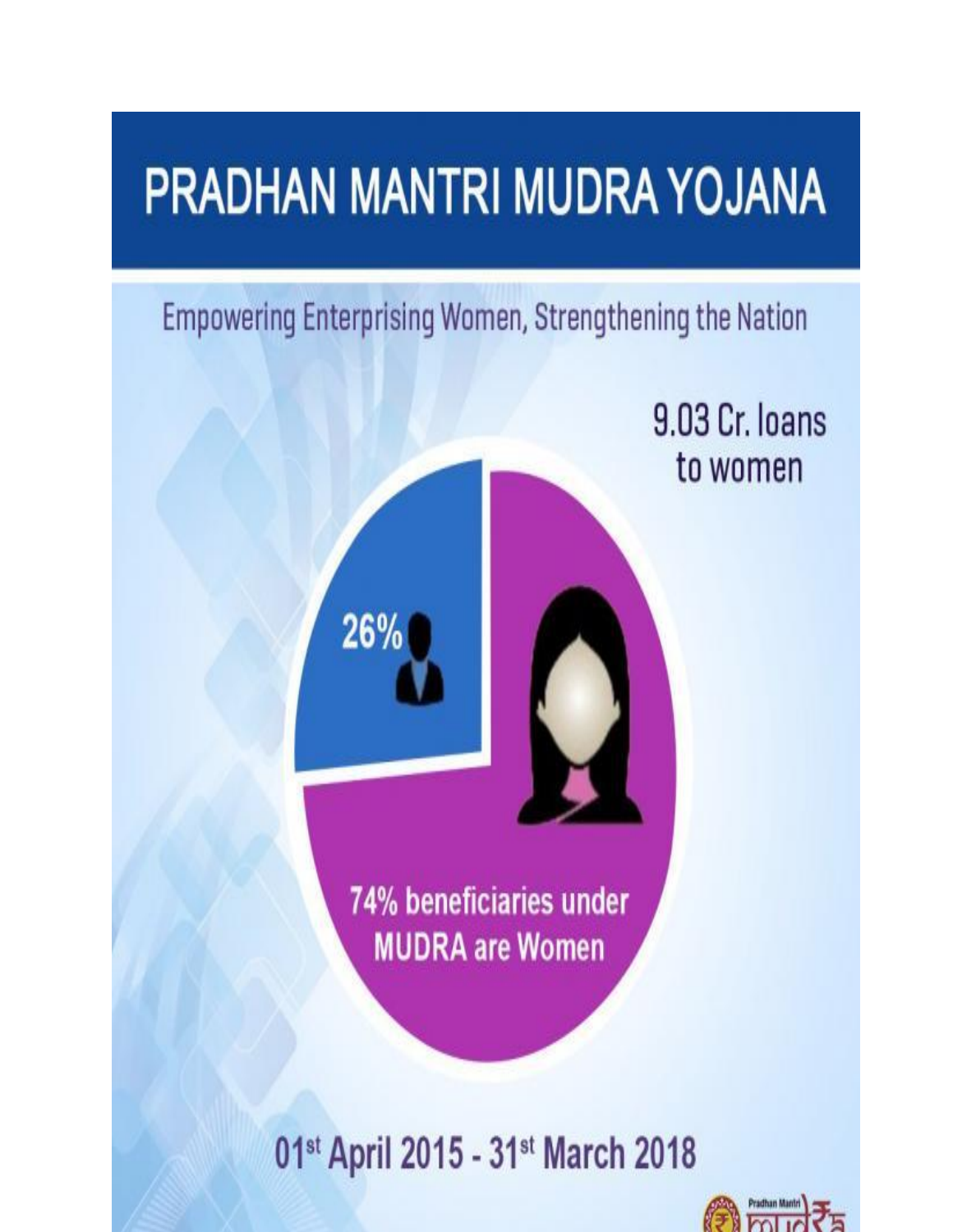# PRADHAN MANTRI MUDRA YOJANA

Empowering Enterprising Women, Strengthening the Nation

9.03 Cr. loans to women

26%

74% beneficiaries under MUDRA are Women

01st April 2015 - 31st March 2018